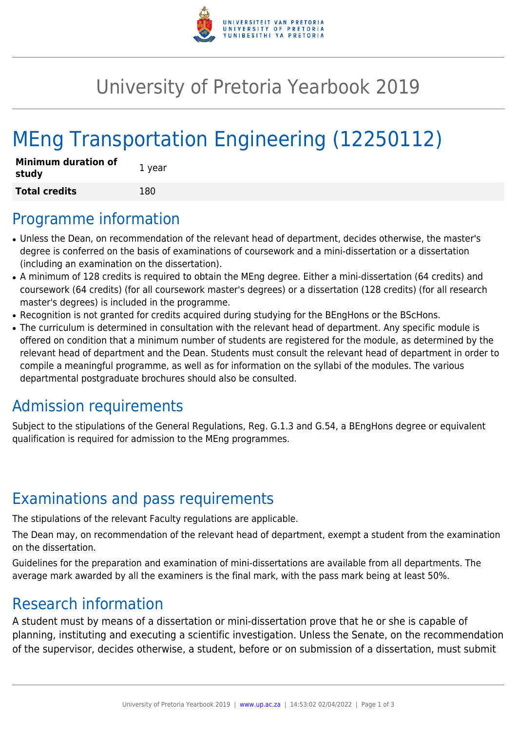# University of Pretoria Yearbook 2019

# MEng Transportation Engineering (12250112)

| Minimum duration of study | 1 year |
| --- | --- |
| **Total credits** | 180 |

## Programme information

- Unless the Dean, on recommendation of the relevant head of department, decides otherwise, the master's degree is conferred on the basis of examinations of coursework and a mini-dissertation or a dissertation (including an examination on the dissertation).
- A minimum of 128 credits is required to obtain the MEng degree. Either a mini-dissertation (64 credits) and coursework (64 credits) (for all coursework master's degrees) or a dissertation (128 credits) (for all research master's degrees) is included in the programme.
- Recognition is not granted for credits acquired during studying for the BEngHons or the BScHons.
- The curriculum is determined in consultation with the relevant head of department. Any specific module is offered on condition that a minimum number of students are registered for the module, as determined by the relevant head of department and the Dean. Students must consult the relevant head of department in order to compile a meaningful programme, as well as for information on the syllabi of the modules. The various departmental postgraduate brochures should also be consulted.

## Admission requirements

Subject to the stipulations of the General Regulations, Reg. G.1.3 and G.54, a BEngHons degree or equivalent qualification is required for admission to the MEng programmes.

## Examinations and pass requirements

The stipulations of the relevant Faculty regulations are applicable.

The Dean may, on recommendation of the relevant head of department, exempt a student from the examination on the dissertation.

Guidelines for the preparation and examination of mini-dissertations are available from all departments. The average mark awarded by all the examiners is the final mark, with the pass mark being at least 50%.

## Research information

A student must by means of a dissertation or mini-dissertation prove that he or she is capable of planning, instituting and executing a scientific investigation. Unless the Senate, on the recommendation of the supervisor, decides otherwise, a student, before or on submission of a dissertation, must submit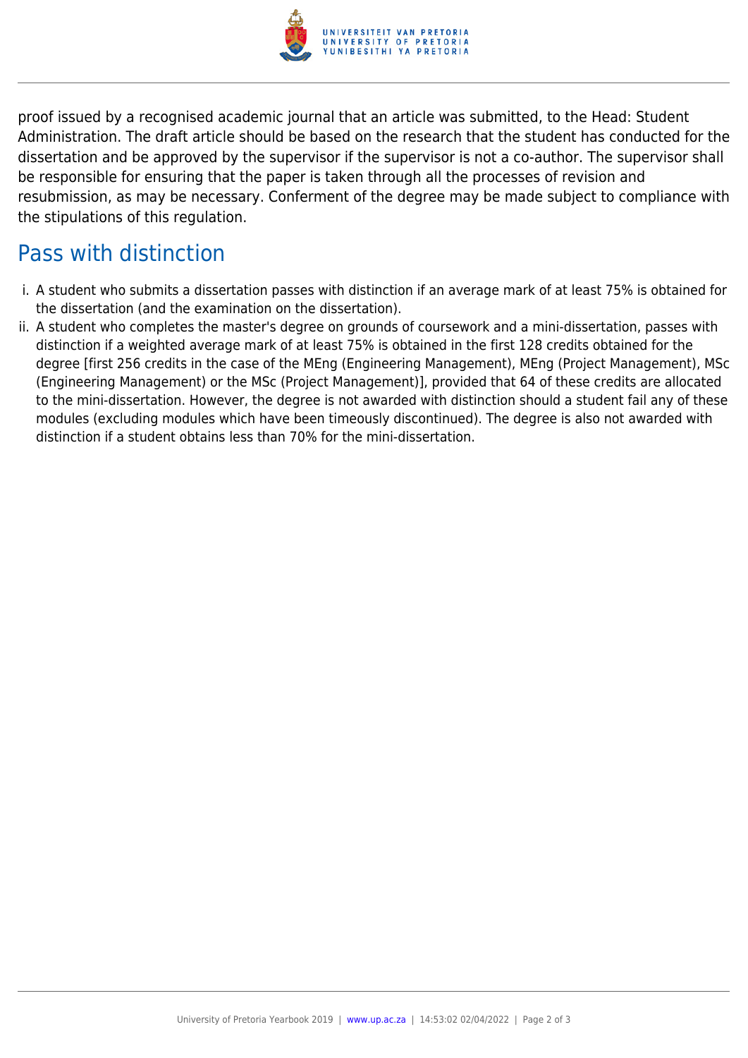proof issued by a recognised academic journal that an article was submitted, to the Head: Student Administration. The draft article should be based on the research that the student has conducted for the dissertation and be approved by the supervisor if the supervisor is not a co-author. The supervisor shall be responsible for ensuring that the paper is taken through all the processes of revision and resubmission, as may be necessary. Conferment of the degree may be made subject to compliance with the stipulations of this regulation.

## Pass with distinction

i. A student who submits a dissertation passes with distinction if an average mark of at least 75% is obtained for the dissertation (and the examination on the dissertation).

ii. A student who completes the master's degree on grounds of coursework and a mini-dissertation, passes with distinction if a weighted average mark of at least 75% is obtained in the first 128 credits obtained for the degree [first 256 credits in the case of the MEng (Engineering Management), MEng (Project Management), MSc (Engineering Management) or the MSc (Project Management)], provided that 64 of these credits are allocated to the mini-dissertation. However, the degree is not awarded with distinction should a student fail any of these modules (excluding modules which have been timeously discontinued). The degree is also not awarded with distinction if a student obtains less than 70% for the mini-dissertation.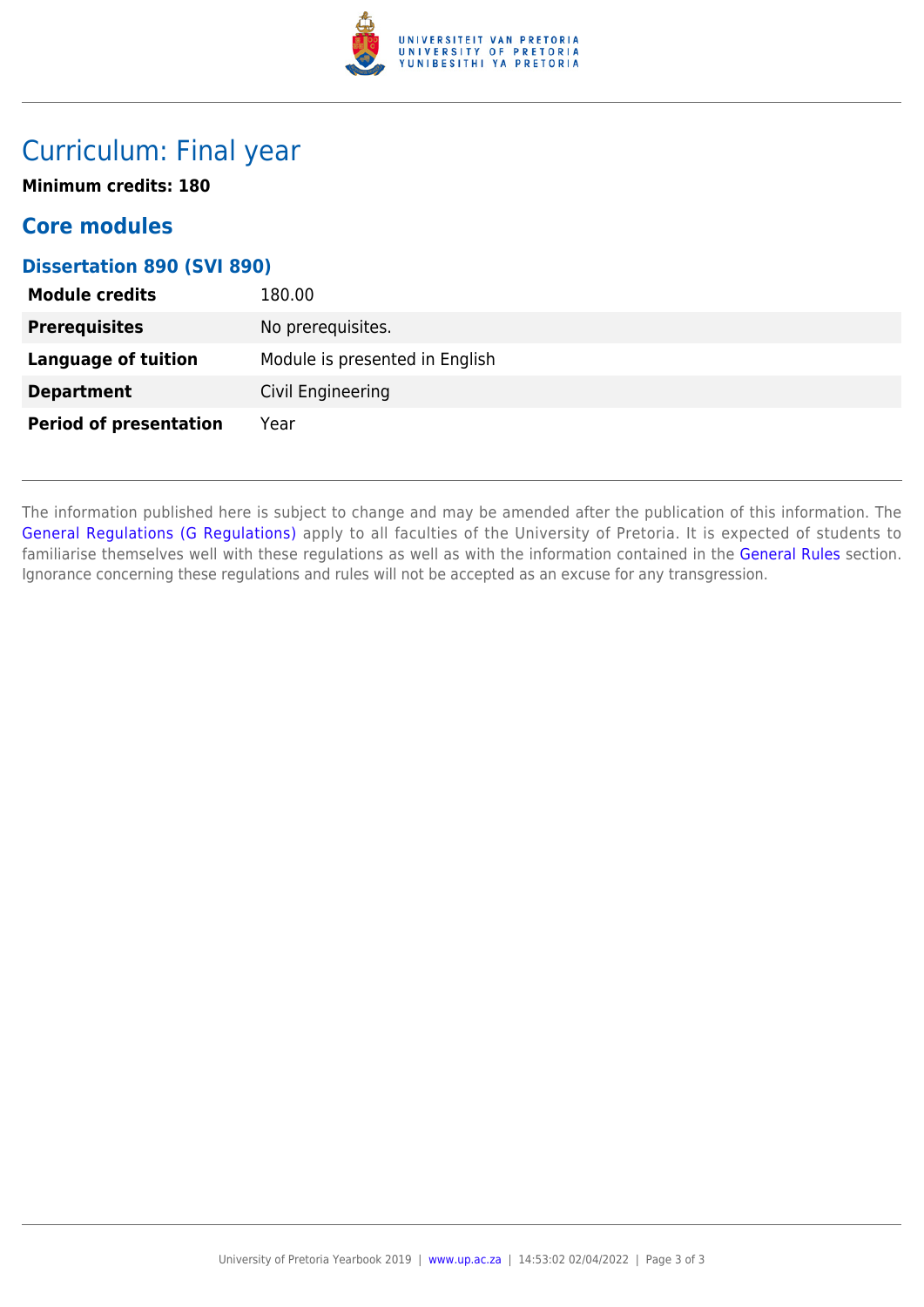# Curriculum: Final year

**Minimum credits: 180**

## Core modules

### Dissertation 890 (SVI 890)

| | |
|---|---|
| **Module credits** | 180.00 |
| **Prerequisites** | No prerequisites. |
| **Language of tuition** | Module is presented in English |
| **Department** | Civil Engineering |
| **Period of presentation** | Year |

The information published here is subject to change and may be amended after the publication of this information. The General Regulations (G Regulations) apply to all faculties of the University of Pretoria. It is expected of students to familiarise themselves well with these regulations as well as with the information contained in the General Rules section. Ignorance concerning these regulations and rules will not be accepted as an excuse for any transgression.